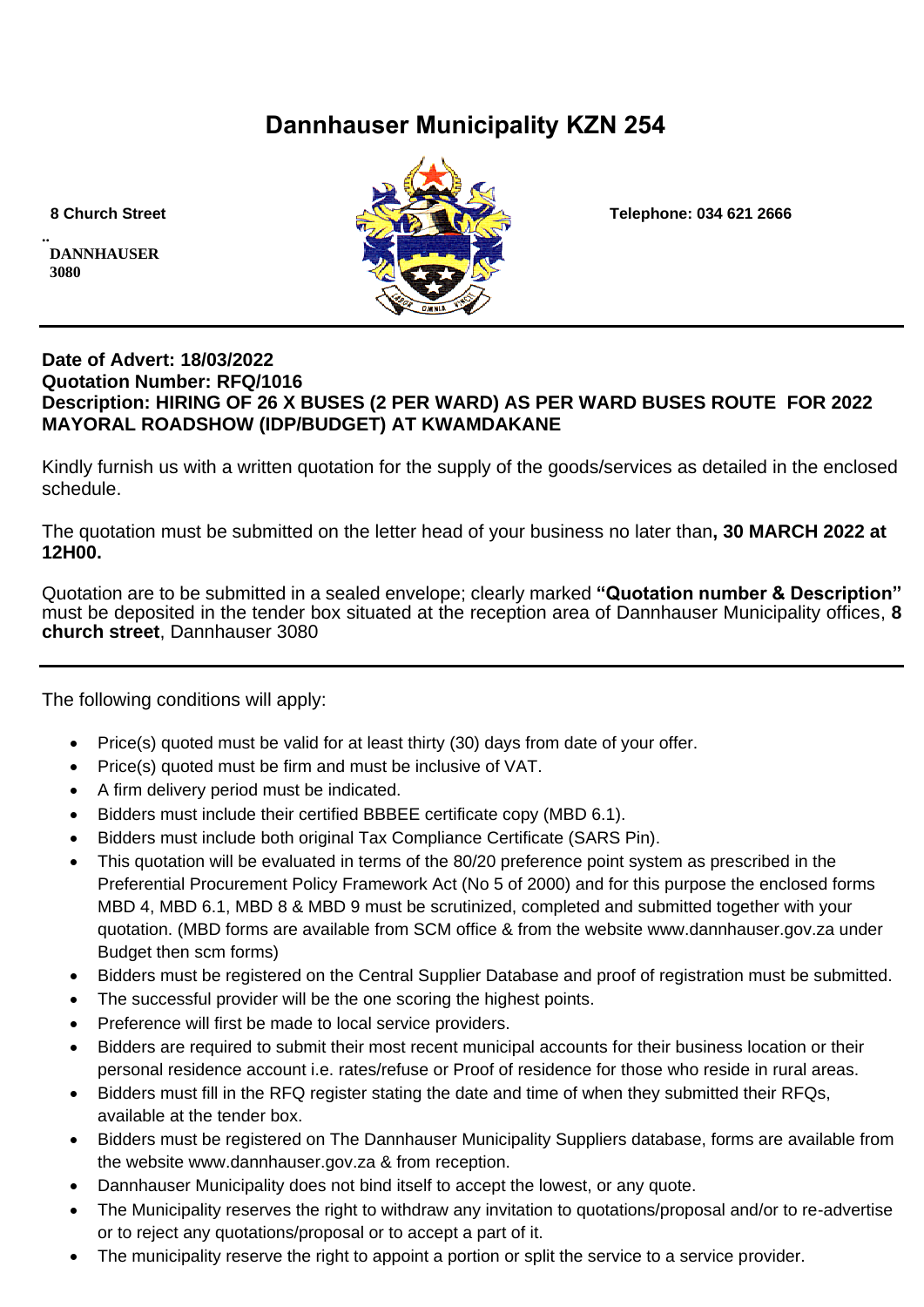# Dannhauser Municipality KZN 254

8 Church Street

..
DANNHAUSER
3080

Telephone: 034 621 2666

---

**Date of Advert: 18/03/2022**
**Quotation Number: RFQ/1016**
**Description: HIRING OF 26 X BUSES (2 PER WARD) AS PER WARD BUSES ROUTE FOR 2022 MAYORAL ROADSHOW (IDP/BUDGET) AT KWAMDAKANE**

Kindly furnish us with a written quotation for the supply of the goods/services as detailed in the enclosed schedule.

The quotation must be submitted on the letter head of your business no later than**, 30 MARCH 2022 at 12H00.**

Quotation are to be submitted in a sealed envelope; clearly marked **"Quotation number & Description"** must be deposited in the tender box situated at the reception area of Dannhauser Municipality offices, **8 church street**, Dannhauser 3080

---

The following conditions will apply:

- Price(s) quoted must be valid for at least thirty (30) days from date of your offer.
- Price(s) quoted must be firm and must be inclusive of VAT.
- A firm delivery period must be indicated.
- Bidders must include their certified BBBEE certificate copy (MBD 6.1).
- Bidders must include both original Tax Compliance Certificate (SARS Pin).
- This quotation will be evaluated in terms of the 80/20 preference point system as prescribed in the Preferential Procurement Policy Framework Act (No 5 of 2000) and for this purpose the enclosed forms MBD 4, MBD 6.1, MBD 8 & MBD 9 must be scrutinized, completed and submitted together with your quotation. (MBD forms are available from SCM office & from the website www.dannhauser.gov.za under Budget then scm forms)
- Bidders must be registered on the Central Supplier Database and proof of registration must be submitted.
- The successful provider will be the one scoring the highest points.
- Preference will first be made to local service providers.
- Bidders are required to submit their most recent municipal accounts for their business location or their personal residence account i.e. rates/refuse or Proof of residence for those who reside in rural areas.
- Bidders must fill in the RFQ register stating the date and time of when they submitted their RFQs, available at the tender box.
- Bidders must be registered on The Dannhauser Municipality Suppliers database, forms are available from the website www.dannhauser.gov.za & from reception.
- Dannhauser Municipality does not bind itself to accept the lowest, or any quote.
- The Municipality reserves the right to withdraw any invitation to quotations/proposal and/or to re-advertise or to reject any quotations/proposal or to accept a part of it.
- The municipality reserve the right to appoint a portion or split the service to a service provider.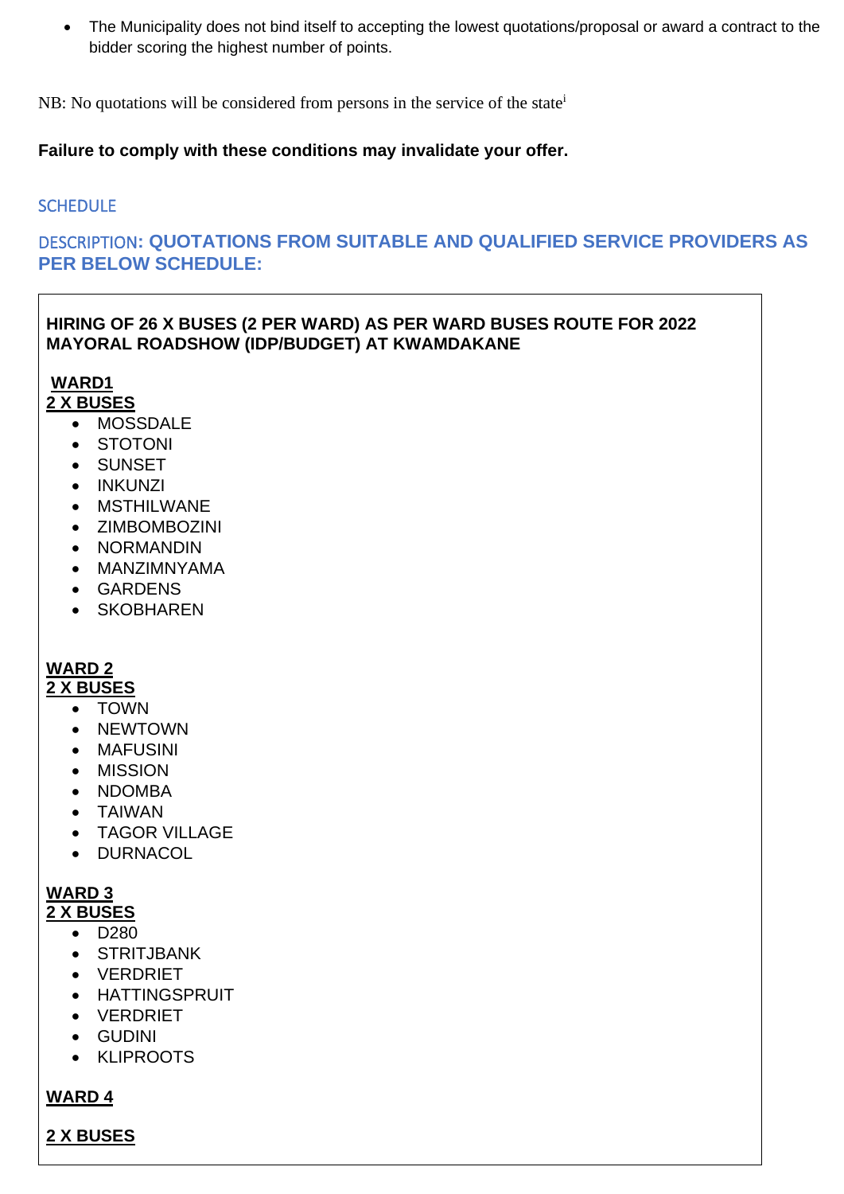- The Municipality does not bind itself to accepting the lowest quotations/proposal or award a contract to the bidder scoring the highest number of points.

NB: No quotations will be considered from persons in the service of the state[i]

**Failure to comply with these conditions may invalidate your offer.**

## SCHEDULE

## DESCRIPTION: QUOTATIONS FROM SUITABLE AND QUALIFIED SERVICE PROVIDERS AS PER BELOW SCHEDULE:

**HIRING OF 26 X BUSES (2 PER WARD) AS PER WARD BUSES ROUTE FOR 2022 MAYORAL ROADSHOW (IDP/BUDGET) AT KWAMDAKANE**

**WARD1**
**2 X BUSES**

- MOSSDALE
- STOTONI
- SUNSET
- INKUNZI
- MSTHILWANE
- ZIMBOMBOZINI
- NORMANDIN
- MANZIMNYAMA
- GARDENS
- SKOBHAREN

**WARD 2**
**2 X BUSES**

- TOWN
- NEWTOWN
- MAFUSINI
- MISSION
- NDOMBA
- TAIWAN
- TAGOR VILLAGE
- DURNACOL

**WARD 3**
**2 X BUSES**

- D280
- STRITJBANK
- VERDRIET
- HATTINGSPRUIT
- VERDRIET
- GUDINI
- KLIPROOTS

**WARD 4**

**2 X BUSES**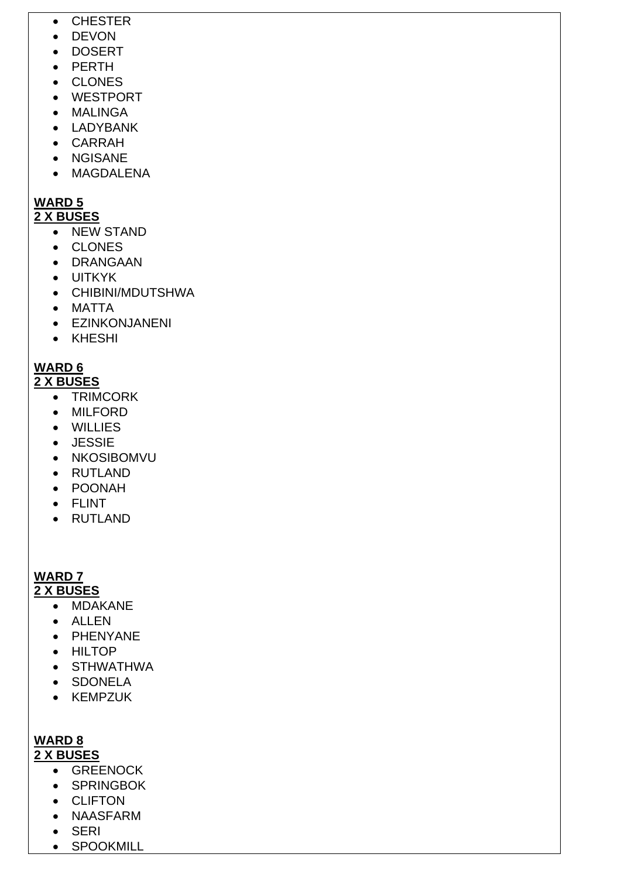- CHESTER
- DEVON
- DOSERT
- PERTH
- CLONES
- WESTPORT
- MALINGA
- LADYBANK
- CARRAH
- NGISANE
- MAGDALENA

**WARD 5**
**2 X BUSES**

- NEW STAND
- CLONES
- DRANGAAN
- UITKYK
- CHIBINI/MDUTSHWA
- MATTA
- EZINKONJANENI
- KHESHI

**WARD 6**
**2 X BUSES**

- TRIMCORK
- MILFORD
- WILLIES
- JESSIE
- NKOSIBOMVU
- RUTLAND
- POONAH
- FLINT
- RUTLAND

**WARD 7**
**2 X BUSES**

- MDAKANE
- ALLEN
- PHENYANE
- HILTOP
- STHWATHWA
- SDONELA
- KEMPZUK

**WARD 8**
**2 X BUSES**

- GREENOCK
- SPRINGBOK
- CLIFTON
- NAASFARM
- SERI
- SPOOKMILL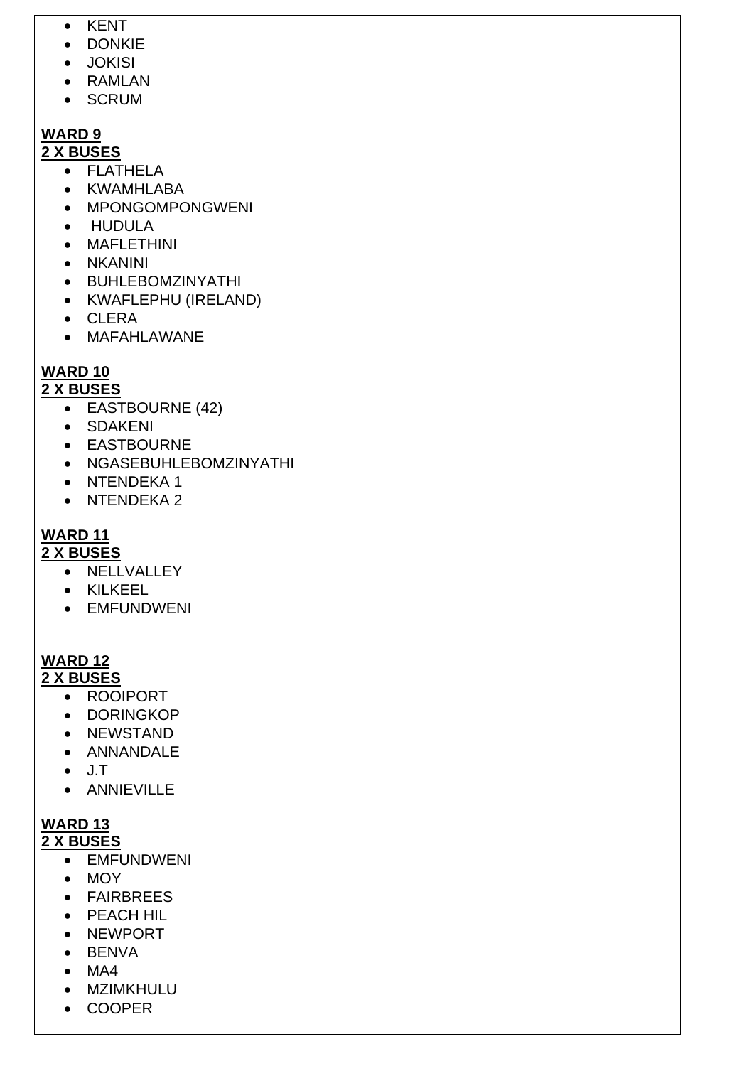- KENT
- DONKIE
- JOKISI
- RAMLAN
- SCRUM

**WARD 9**
**2 X BUSES**

- FLATHELA
- KWAMHLABA
- MPONGOMPONGWENI
- HUDULA
- MAFLETHINI
- NKANINI
- BUHLEBOMZINYATHI
- KWAFLEPHU (IRELAND)
- CLERA
- MAFAHLAWANE

**WARD 10**
**2 X BUSES**

- EASTBOURNE (42)
- SDAKENI
- EASTBOURNE
- NGASEBUHLEBOMZINYATHI
- NTENDEKA 1
- NTENDEKA 2

**WARD 11**
**2 X BUSES**

- NELLVALLEY
- KILKEEL
- EMFUNDWENI

**WARD 12**
**2 X BUSES**

- ROOIPORT
- DORINGKOP
- NEWSTAND
- ANNANDALE
- J.T
- ANNIEVILLE

**WARD 13**
**2 X BUSES**

- EMFUNDWENI
- MOY
- FAIRBREES
- PEACH HIL
- NEWPORT
- BENVA
- MA4
- MZIMKHULU
- COOPER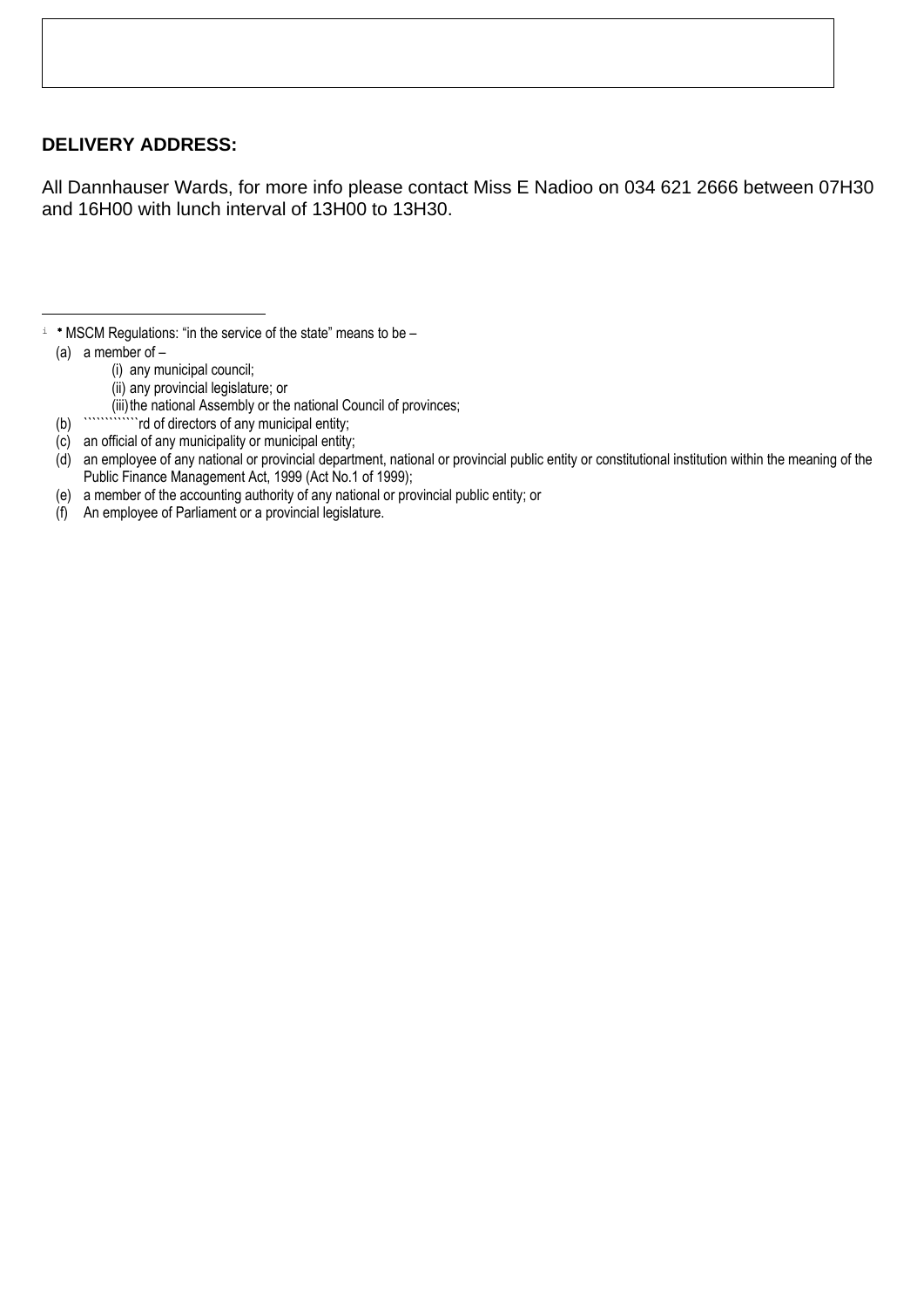## DELIVERY ADDRESS:

All Dannhauser Wards, for more info please contact Miss E Nadioo on 034 621 2666 between 07H30 and 16H00 with lunch interval of 13H00 to 13H30.

---

[i] **\*** MSCM Regulations: "in the service of the state" means to be –

(a) a member of –
   (i) any municipal council;
   (ii) any provincial legislature; or
   (iii) the national Assembly or the national Council of provinces;

(b) ````````````rd of directors of any municipal entity;

(c) an official of any municipality or municipal entity;

(d) an employee of any national or provincial department, national or provincial public entity or constitutional institution within the meaning of the Public Finance Management Act, 1999 (Act No.1 of 1999);

(e) a member of the accounting authority of any national or provincial public entity; or

(f) An employee of Parliament or a provincial legislature.